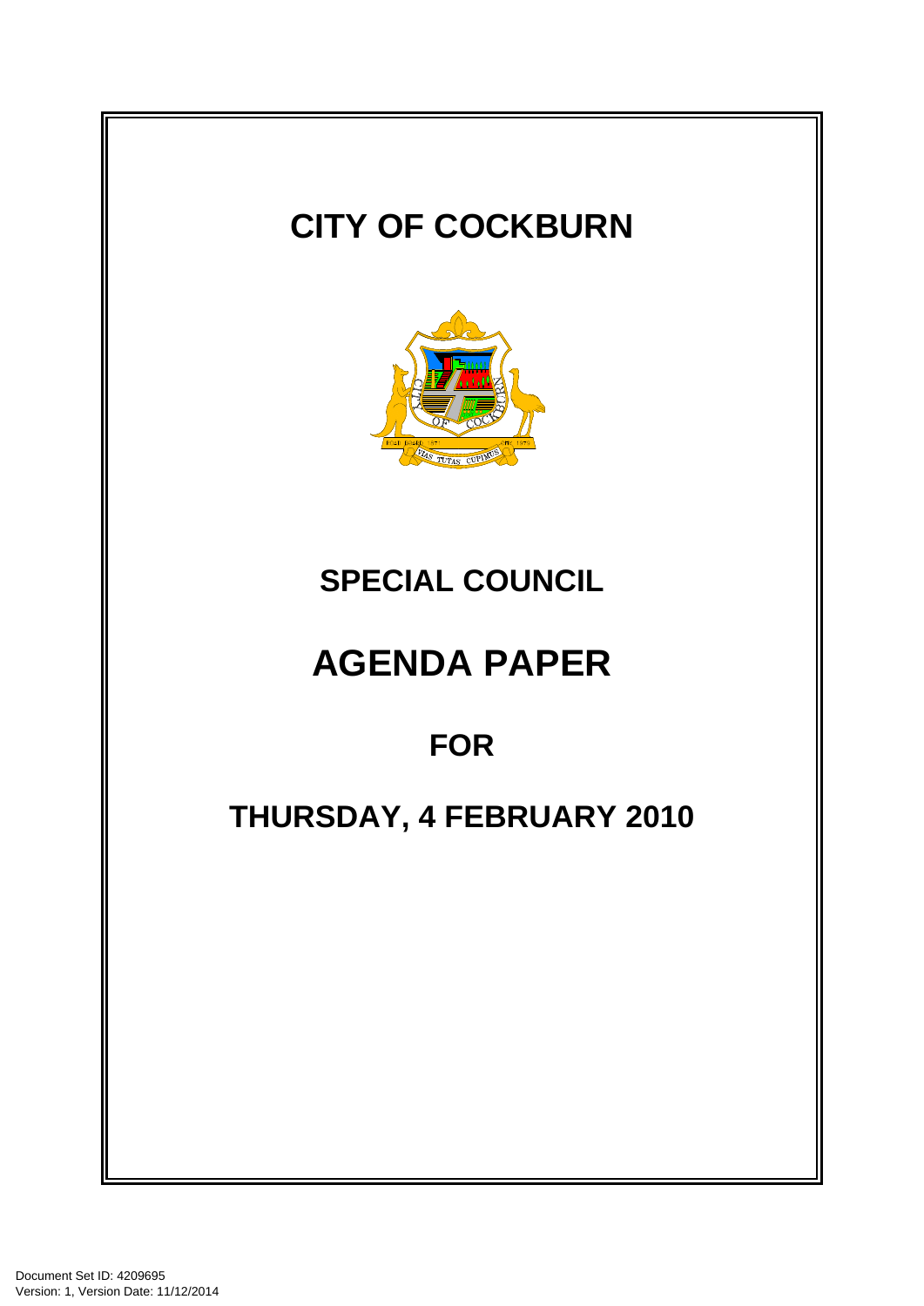# CITY OF COCKBURN

## SPECIAL COUNCIL

# AGENDA PAPER

## FOR

## THURSDAY, 4 FEBRUARY 2010

Document Set ID: 4209695
Version: 1, Version Date: 11/12/2014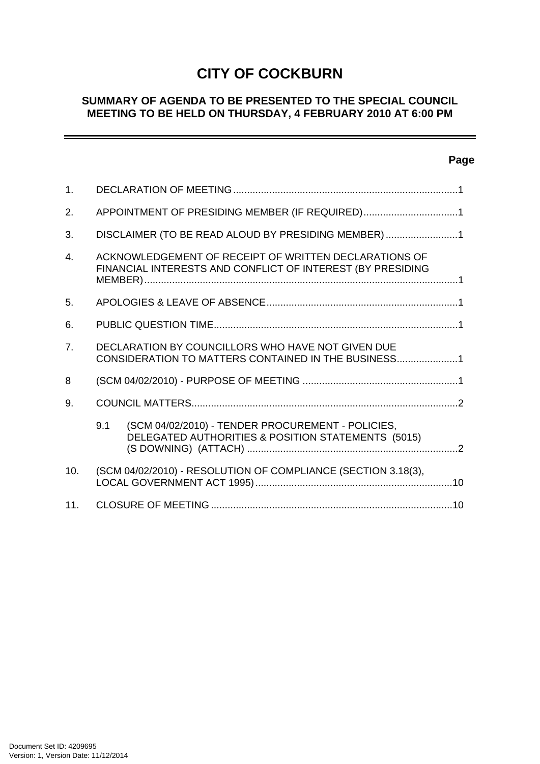# CITY OF COCKBURN

## SUMMARY OF AGENDA TO BE PRESENTED TO THE SPECIAL COUNCIL MEETING TO BE HELD ON THURSDAY, 4 FEBRUARY 2010 AT 6:00 PM

---

**Page**

1. DECLARATION OF MEETING ....................................................................................1

2. APPOINTMENT OF PRESIDING MEMBER (IF REQUIRED)..................................1

3. DISCLAIMER (TO BE READ ALOUD BY PRESIDING MEMBER) ..........................1

4. ACKNOWLEDGEMENT OF RECEIPT OF WRITTEN DECLARATIONS OF FINANCIAL INTERESTS AND CONFLICT OF INTEREST (BY PRESIDING MEMBER).................................................................................................................1

5. APOLOGIES & LEAVE OF ABSENCE.....................................................................1

6. PUBLIC QUESTION TIME........................................................................................1

7. DECLARATION BY COUNCILLORS WHO HAVE NOT GIVEN DUE CONSIDERATION TO MATTERS CONTAINED IN THE BUSINESS......................1

8 (SCM 04/02/2010) - PURPOSE OF MEETING ........................................................1

9. COUNCIL MATTERS................................................................................................2

   9.1 (SCM 04/02/2010) - TENDER PROCUREMENT - POLICIES, DELEGATED AUTHORITIES & POSITION STATEMENTS (5015) (S DOWNING) (ATTACH) ............................................................................2

10. (SCM 04/02/2010) - RESOLUTION OF COMPLIANCE (SECTION 3.18(3), LOCAL GOVERNMENT ACT 1995).......................................................................10

11. CLOSURE OF MEETING .......................................................................................10

Document Set ID: 4209695
Version: 1, Version Date: 11/12/2014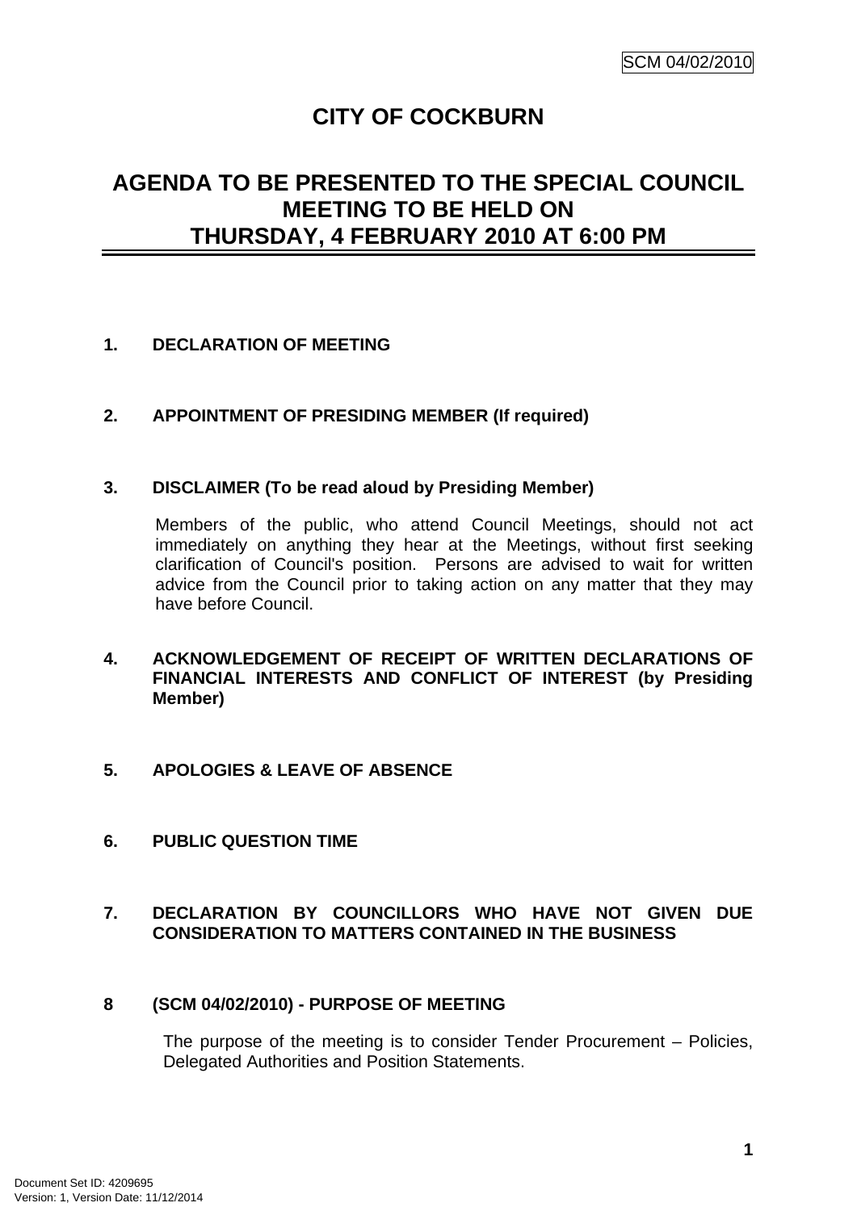# CITY OF COCKBURN

## AGENDA TO BE PRESENTED TO THE SPECIAL COUNCIL MEETING TO BE HELD ON THURSDAY, 4 FEBRUARY 2010 AT 6:00 PM

**1. DECLARATION OF MEETING**

**2. APPOINTMENT OF PRESIDING MEMBER (If required)**

**3. DISCLAIMER (To be read aloud by Presiding Member)**

Members of the public, who attend Council Meetings, should not act immediately on anything they hear at the Meetings, without first seeking clarification of Council's position. Persons are advised to wait for written advice from the Council prior to taking action on any matter that they may have before Council.

**4. ACKNOWLEDGEMENT OF RECEIPT OF WRITTEN DECLARATIONS OF FINANCIAL INTERESTS AND CONFLICT OF INTEREST (by Presiding Member)**

**5. APOLOGIES & LEAVE OF ABSENCE**

**6. PUBLIC QUESTION TIME**

**7. DECLARATION BY COUNCILLORS WHO HAVE NOT GIVEN DUE CONSIDERATION TO MATTERS CONTAINED IN THE BUSINESS**

**8 (SCM 04/02/2010) - PURPOSE OF MEETING**

The purpose of the meeting is to consider Tender Procurement – Policies, Delegated Authorities and Position Statements.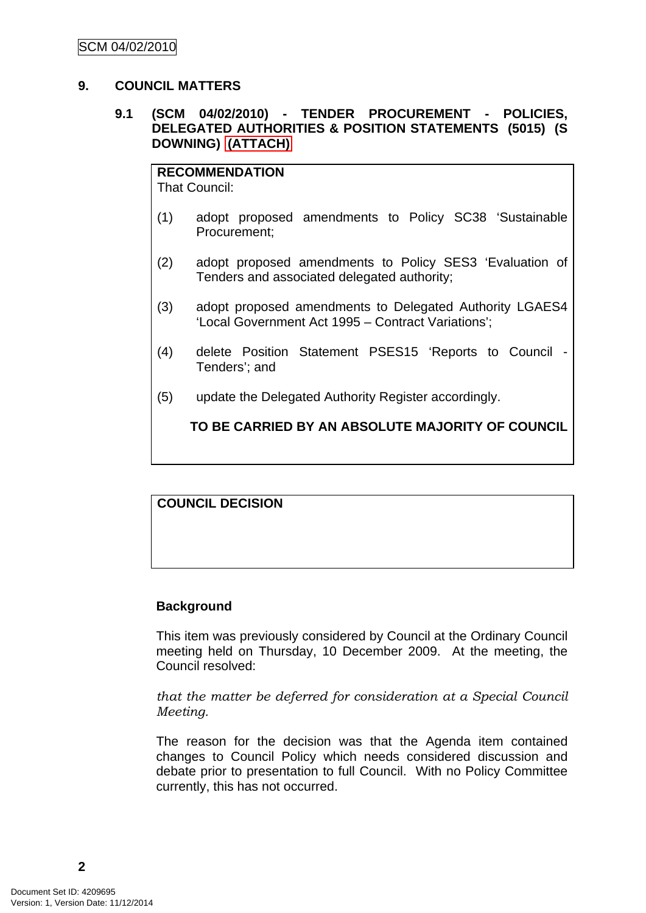## 9. COUNCIL MATTERS

### 9.1 (SCM 04/02/2010) - TENDER PROCUREMENT - POLICIES, DELEGATED AUTHORITIES & POSITION STATEMENTS (5015) (S DOWNING) (ATTACH)

**RECOMMENDATION**

That Council:

(1) adopt proposed amendments to Policy SC38 'Sustainable Procurement;

(2) adopt proposed amendments to Policy SES3 'Evaluation of Tenders and associated delegated authority;

(3) adopt proposed amendments to Delegated Authority LGAES4 'Local Government Act 1995 – Contract Variations';

(4) delete Position Statement PSES15 'Reports to Council - Tenders'; and

(5) update the Delegated Authority Register accordingly.

**TO BE CARRIED BY AN ABSOLUTE MAJORITY OF COUNCIL**

**COUNCIL DECISION**

**Background**

This item was previously considered by Council at the Ordinary Council meeting held on Thursday, 10 December 2009. At the meeting, the Council resolved:

*that the matter be deferred for consideration at a Special Council Meeting.*

The reason for the decision was that the Agenda item contained changes to Council Policy which needs considered discussion and debate prior to presentation to full Council. With no Policy Committee currently, this has not occurred.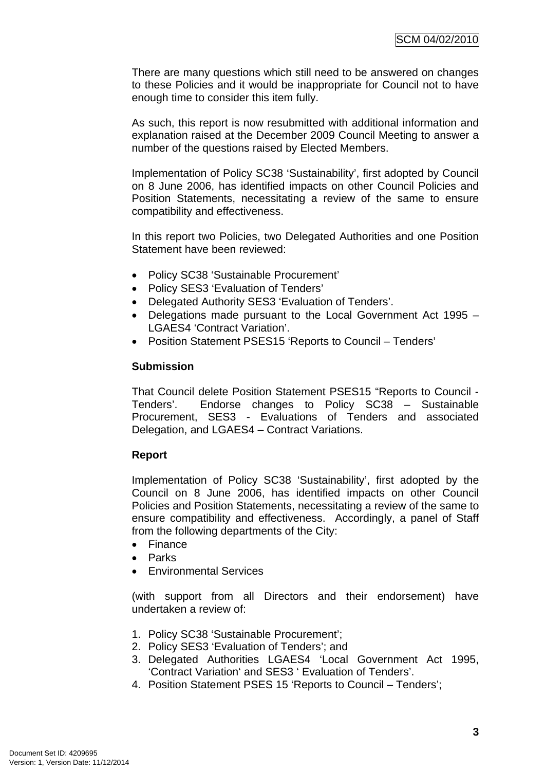There are many questions which still need to be answered on changes to these Policies and it would be inappropriate for Council not to have enough time to consider this item fully.

As such, this report is now resubmitted with additional information and explanation raised at the December 2009 Council Meeting to answer a number of the questions raised by Elected Members.

Implementation of Policy SC38 'Sustainability', first adopted by Council on 8 June 2006, has identified impacts on other Council Policies and Position Statements, necessitating a review of the same to ensure compatibility and effectiveness.

In this report two Policies, two Delegated Authorities and one Position Statement have been reviewed:

- Policy SC38 'Sustainable Procurement'
- Policy SES3 'Evaluation of Tenders'
- Delegated Authority SES3 'Evaluation of Tenders'.
- Delegations made pursuant to the Local Government Act 1995 – LGAES4 'Contract Variation'.
- Position Statement PSES15 'Reports to Council – Tenders'

**Submission**

That Council delete Position Statement PSES15 "Reports to Council - Tenders'. Endorse changes to Policy SC38 – Sustainable Procurement, SES3 - Evaluations of Tenders and associated Delegation, and LGAES4 – Contract Variations.

**Report**

Implementation of Policy SC38 'Sustainability', first adopted by the Council on 8 June 2006, has identified impacts on other Council Policies and Position Statements, necessitating a review of the same to ensure compatibility and effectiveness. Accordingly, a panel of Staff from the following departments of the City:

- Finance
- Parks
- Environmental Services

(with support from all Directors and their endorsement) have undertaken a review of:

1. Policy SC38 'Sustainable Procurement';
2. Policy SES3 'Evaluation of Tenders'; and
3. Delegated Authorities LGAES4 'Local Government Act 1995, 'Contract Variation' and SES3 ' Evaluation of Tenders'.
4. Position Statement PSES 15 'Reports to Council – Tenders';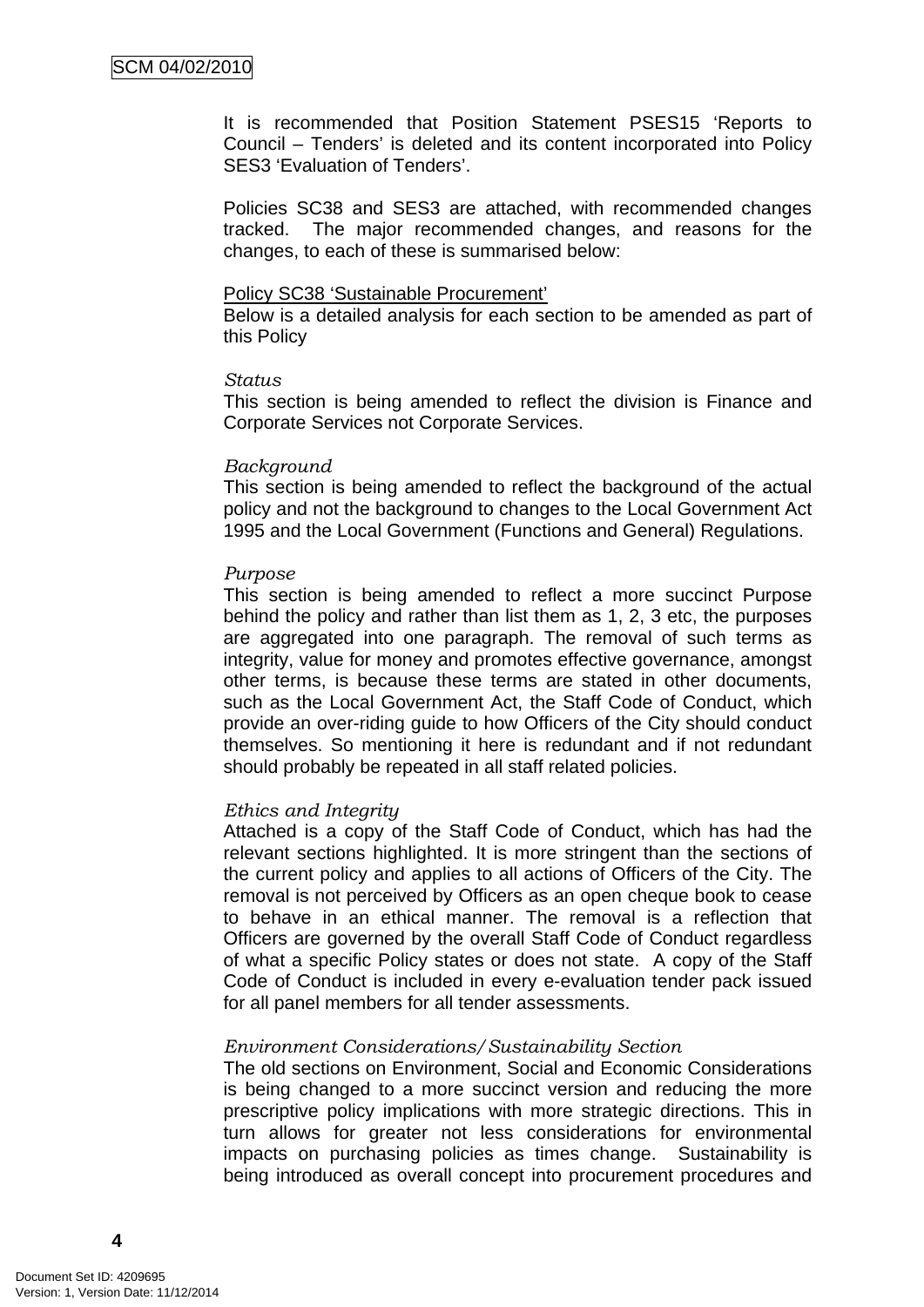It is recommended that Position Statement PSES15 'Reports to Council – Tenders' is deleted and its content incorporated into Policy SES3 'Evaluation of Tenders'.

Policies SC38 and SES3 are attached, with recommended changes tracked. The major recommended changes, and reasons for the changes, to each of these is summarised below:

<u>Policy SC38 'Sustainable Procurement'</u>
Below is a detailed analysis for each section to be amended as part of this Policy

*Status*
This section is being amended to reflect the division is Finance and Corporate Services not Corporate Services.

*Background*
This section is being amended to reflect the background of the actual policy and not the background to changes to the Local Government Act 1995 and the Local Government (Functions and General) Regulations.

*Purpose*
This section is being amended to reflect a more succinct Purpose behind the policy and rather than list them as 1, 2, 3 etc, the purposes are aggregated into one paragraph. The removal of such terms as integrity, value for money and promotes effective governance, amongst other terms, is because these terms are stated in other documents, such as the Local Government Act, the Staff Code of Conduct, which provide an over-riding guide to how Officers of the City should conduct themselves. So mentioning it here is redundant and if not redundant should probably be repeated in all staff related policies.

*Ethics and Integrity*
Attached is a copy of the Staff Code of Conduct, which has had the relevant sections highlighted. It is more stringent than the sections of the current policy and applies to all actions of Officers of the City. The removal is not perceived by Officers as an open cheque book to cease to behave in an ethical manner. The removal is a reflection that Officers are governed by the overall Staff Code of Conduct regardless of what a specific Policy states or does not state. A copy of the Staff Code of Conduct is included in every e-evaluation tender pack issued for all panel members for all tender assessments.

*Environment Considerations/Sustainability Section*
The old sections on Environment, Social and Economic Considerations is being changed to a more succinct version and reducing the more prescriptive policy implications with more strategic directions. This in turn allows for greater not less considerations for environmental impacts on purchasing policies as times change. Sustainability is being introduced as overall concept into procurement procedures and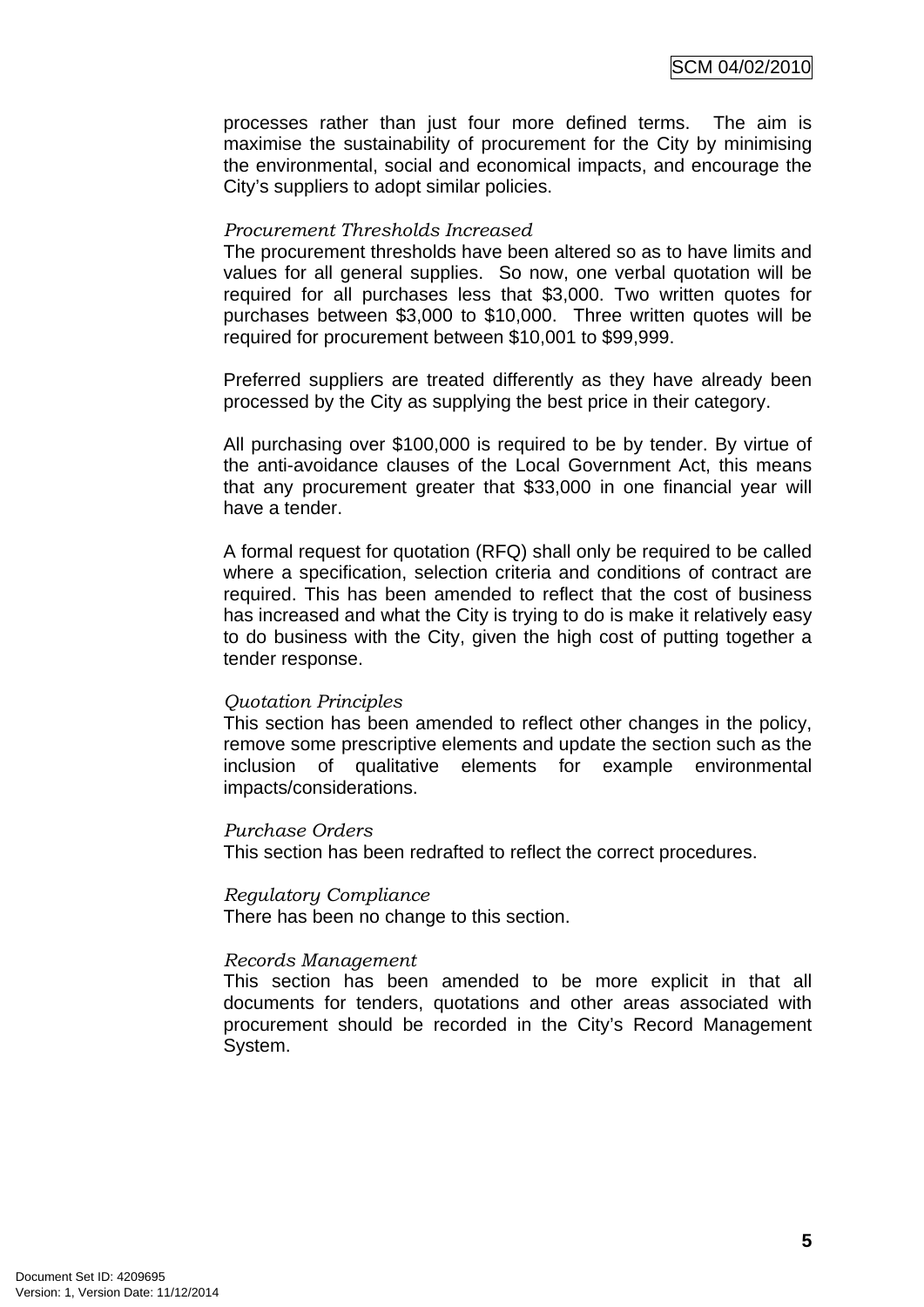processes rather than just four more defined terms. The aim is maximise the sustainability of procurement for the City by minimising the environmental, social and economical impacts, and encourage the City's suppliers to adopt similar policies.

*Procurement Thresholds Increased*

The procurement thresholds have been altered so as to have limits and values for all general supplies. So now, one verbal quotation will be required for all purchases less that $3,000. Two written quotes for purchases between $3,000 to $10,000. Three written quotes will be required for procurement between $10,001 to $99,999.

Preferred suppliers are treated differently as they have already been processed by the City as supplying the best price in their category.

All purchasing over $100,000 is required to be by tender. By virtue of the anti-avoidance clauses of the Local Government Act, this means that any procurement greater that $33,000 in one financial year will have a tender.

A formal request for quotation (RFQ) shall only be required to be called where a specification, selection criteria and conditions of contract are required. This has been amended to reflect that the cost of business has increased and what the City is trying to do is make it relatively easy to do business with the City, given the high cost of putting together a tender response.

*Quotation Principles*

This section has been amended to reflect other changes in the policy, remove some prescriptive elements and update the section such as the inclusion of qualitative elements for example environmental impacts/considerations.

*Purchase Orders*

This section has been redrafted to reflect the correct procedures.

*Regulatory Compliance*

There has been no change to this section.

*Records Management*

This section has been amended to be more explicit in that all documents for tenders, quotations and other areas associated with procurement should be recorded in the City's Record Management System.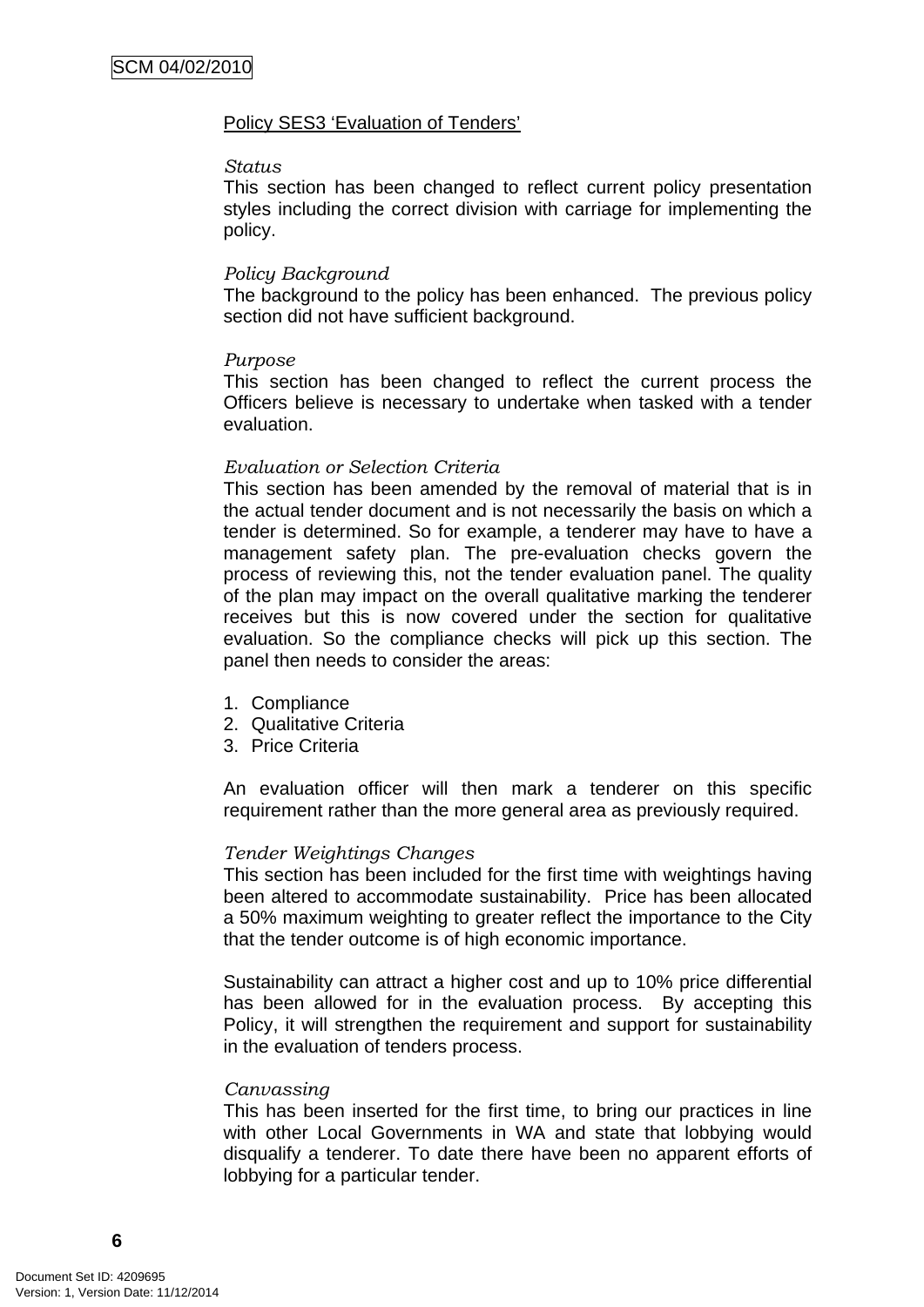Policy SES3 'Evaluation of Tenders'

*Status*

This section has been changed to reflect current policy presentation styles including the correct division with carriage for implementing the policy.

*Policy Background*

The background to the policy has been enhanced. The previous policy section did not have sufficient background.

*Purpose*

This section has been changed to reflect the current process the Officers believe is necessary to undertake when tasked with a tender evaluation.

*Evaluation or Selection Criteria*

This section has been amended by the removal of material that is in the actual tender document and is not necessarily the basis on which a tender is determined. So for example, a tenderer may have to have a management safety plan. The pre-evaluation checks govern the process of reviewing this, not the tender evaluation panel. The quality of the plan may impact on the overall qualitative marking the tenderer receives but this is now covered under the section for qualitative evaluation. So the compliance checks will pick up this section. The panel then needs to consider the areas:

1. Compliance
2. Qualitative Criteria
3. Price Criteria

An evaluation officer will then mark a tenderer on this specific requirement rather than the more general area as previously required.

*Tender Weightings Changes*

This section has been included for the first time with weightings having been altered to accommodate sustainability. Price has been allocated a 50% maximum weighting to greater reflect the importance to the City that the tender outcome is of high economic importance.

Sustainability can attract a higher cost and up to 10% price differential has been allowed for in the evaluation process. By accepting this Policy, it will strengthen the requirement and support for sustainability in the evaluation of tenders process.

*Canvassing*

This has been inserted for the first time, to bring our practices in line with other Local Governments in WA and state that lobbying would disqualify a tenderer. To date there have been no apparent efforts of lobbying for a particular tender.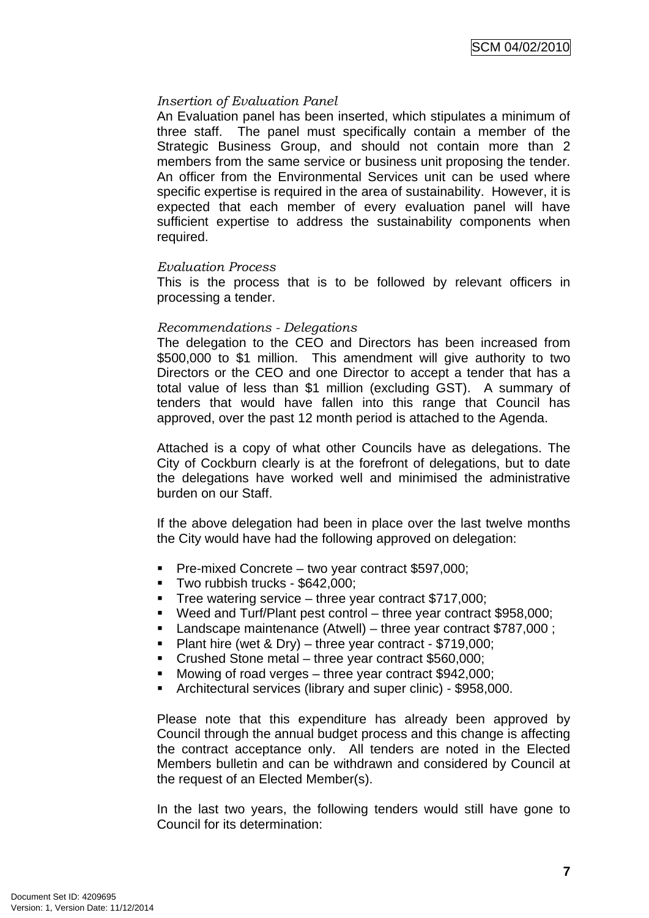*Insertion of Evaluation Panel*
An Evaluation panel has been inserted, which stipulates a minimum of three staff. The panel must specifically contain a member of the Strategic Business Group, and should not contain more than 2 members from the same service or business unit proposing the tender. An officer from the Environmental Services unit can be used where specific expertise is required in the area of sustainability. However, it is expected that each member of every evaluation panel will have sufficient expertise to address the sustainability components when required.

*Evaluation Process*
This is the process that is to be followed by relevant officers in processing a tender.

*Recommendations - Delegations*
The delegation to the CEO and Directors has been increased from $500,000 to $1 million. This amendment will give authority to two Directors or the CEO and one Director to accept a tender that has a total value of less than $1 million (excluding GST). A summary of tenders that would have fallen into this range that Council has approved, over the past 12 month period is attached to the Agenda.

Attached is a copy of what other Councils have as delegations. The City of Cockburn clearly is at the forefront of delegations, but to date the delegations have worked well and minimised the administrative burden on our Staff.

If the above delegation had been in place over the last twelve months the City would have had the following approved on delegation:

- Pre-mixed Concrete – two year contract $597,000;
- Two rubbish trucks - $642,000;
- Tree watering service – three year contract $717,000;
- Weed and Turf/Plant pest control – three year contract $958,000;
- Landscape maintenance (Atwell) – three year contract $787,000 ;
- Plant hire (wet & Dry) – three year contract - $719,000;
- Crushed Stone metal – three year contract $560,000;
- Mowing of road verges – three year contract $942,000;
- Architectural services (library and super clinic) - $958,000.

Please note that this expenditure has already been approved by Council through the annual budget process and this change is affecting the contract acceptance only. All tenders are noted in the Elected Members bulletin and can be withdrawn and considered by Council at the request of an Elected Member(s).

In the last two years, the following tenders would still have gone to Council for its determination: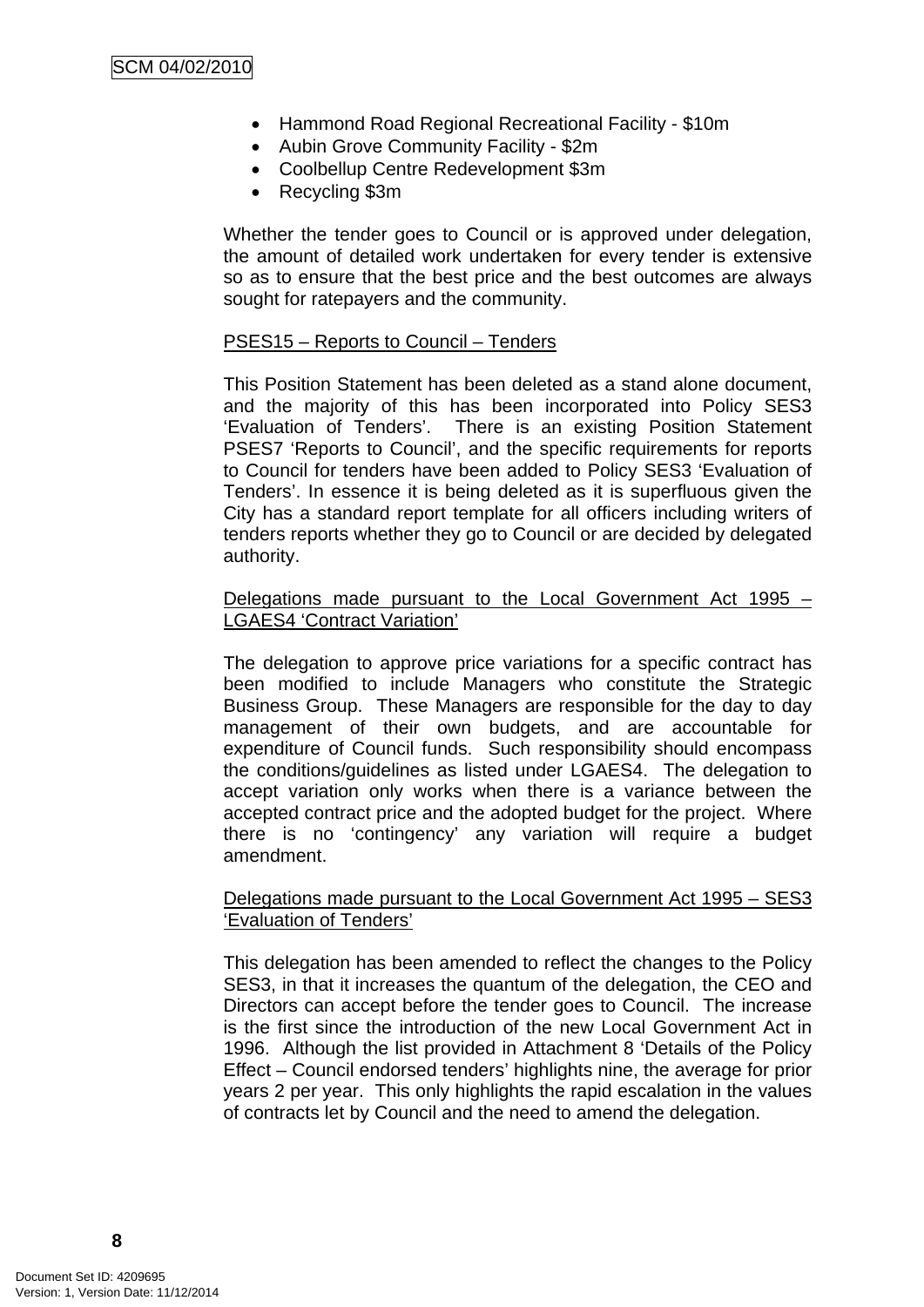- Hammond Road Regional Recreational Facility - $10m
- Aubin Grove Community Facility - $2m
- Coolbellup Centre Redevelopment $3m
- Recycling $3m

Whether the tender goes to Council or is approved under delegation, the amount of detailed work undertaken for every tender is extensive so as to ensure that the best price and the best outcomes are always sought for ratepayers and the community.

PSES15 – Reports to Council – Tenders

This Position Statement has been deleted as a stand alone document, and the majority of this has been incorporated into Policy SES3 'Evaluation of Tenders'. There is an existing Position Statement PSES7 'Reports to Council', and the specific requirements for reports to Council for tenders have been added to Policy SES3 'Evaluation of Tenders'. In essence it is being deleted as it is superfluous given the City has a standard report template for all officers including writers of tenders reports whether they go to Council or are decided by delegated authority.

Delegations made pursuant to the Local Government Act 1995 – LGAES4 'Contract Variation'

The delegation to approve price variations for a specific contract has been modified to include Managers who constitute the Strategic Business Group. These Managers are responsible for the day to day management of their own budgets, and are accountable for expenditure of Council funds. Such responsibility should encompass the conditions/guidelines as listed under LGAES4. The delegation to accept variation only works when there is a variance between the accepted contract price and the adopted budget for the project. Where there is no 'contingency' any variation will require a budget amendment.

Delegations made pursuant to the Local Government Act 1995 – SES3 'Evaluation of Tenders'

This delegation has been amended to reflect the changes to the Policy SES3, in that it increases the quantum of the delegation, the CEO and Directors can accept before the tender goes to Council. The increase is the first since the introduction of the new Local Government Act in 1996. Although the list provided in Attachment 8 'Details of the Policy Effect – Council endorsed tenders' highlights nine, the average for prior years 2 per year. This only highlights the rapid escalation in the values of contracts let by Council and the need to amend the delegation.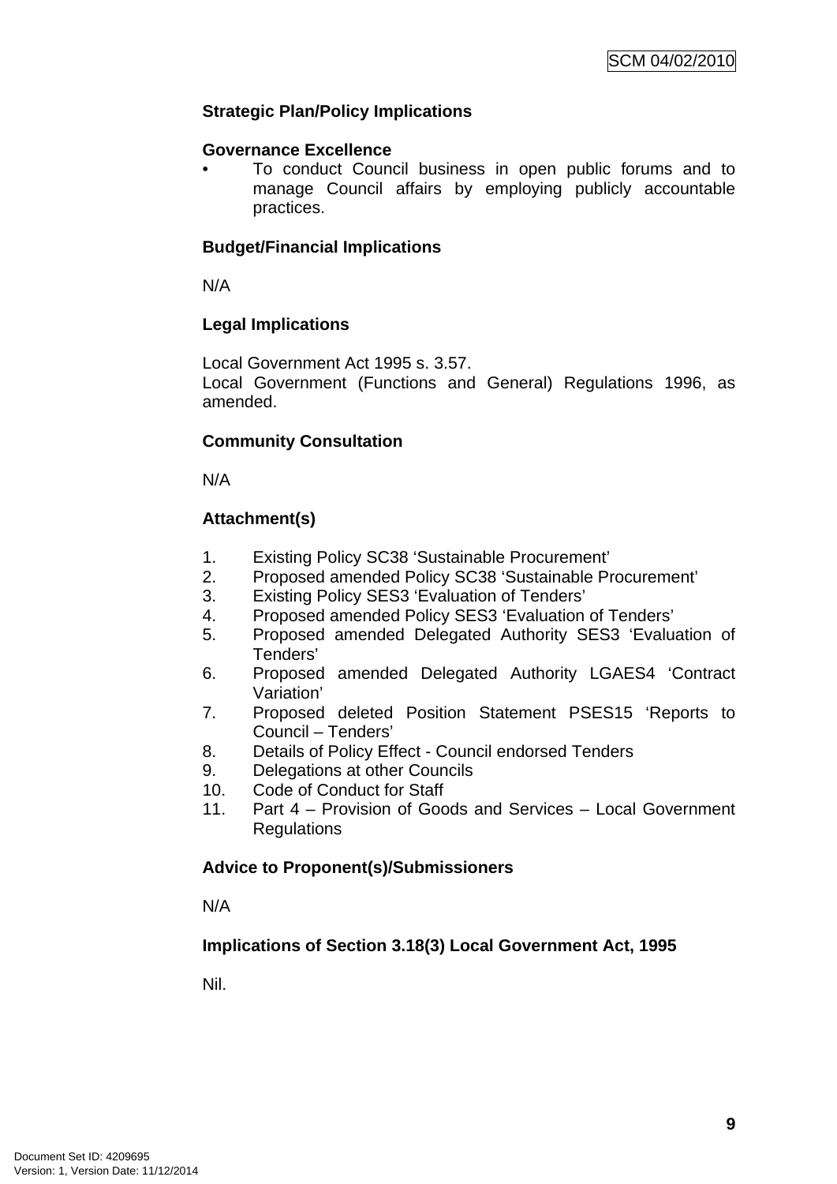**Strategic Plan/Policy Implications**

**Governance Excellence**

- To conduct Council business in open public forums and to manage Council affairs by employing publicly accountable practices.

**Budget/Financial Implications**

N/A

**Legal Implications**

Local Government Act 1995 s. 3.57.
Local Government (Functions and General) Regulations 1996, as amended.

**Community Consultation**

N/A

**Attachment(s)**

1. Existing Policy SC38 'Sustainable Procurement'
2. Proposed amended Policy SC38 'Sustainable Procurement'
3. Existing Policy SES3 'Evaluation of Tenders'
4. Proposed amended Policy SES3 'Evaluation of Tenders'
5. Proposed amended Delegated Authority SES3 'Evaluation of Tenders'
6. Proposed amended Delegated Authority LGAES4 'Contract Variation'
7. Proposed deleted Position Statement PSES15 'Reports to Council – Tenders'
8. Details of Policy Effect - Council endorsed Tenders
9. Delegations at other Councils
10. Code of Conduct for Staff
11. Part 4 – Provision of Goods and Services – Local Government Regulations

**Advice to Proponent(s)/Submissioners**

N/A

**Implications of Section 3.18(3) Local Government Act, 1995**

Nil.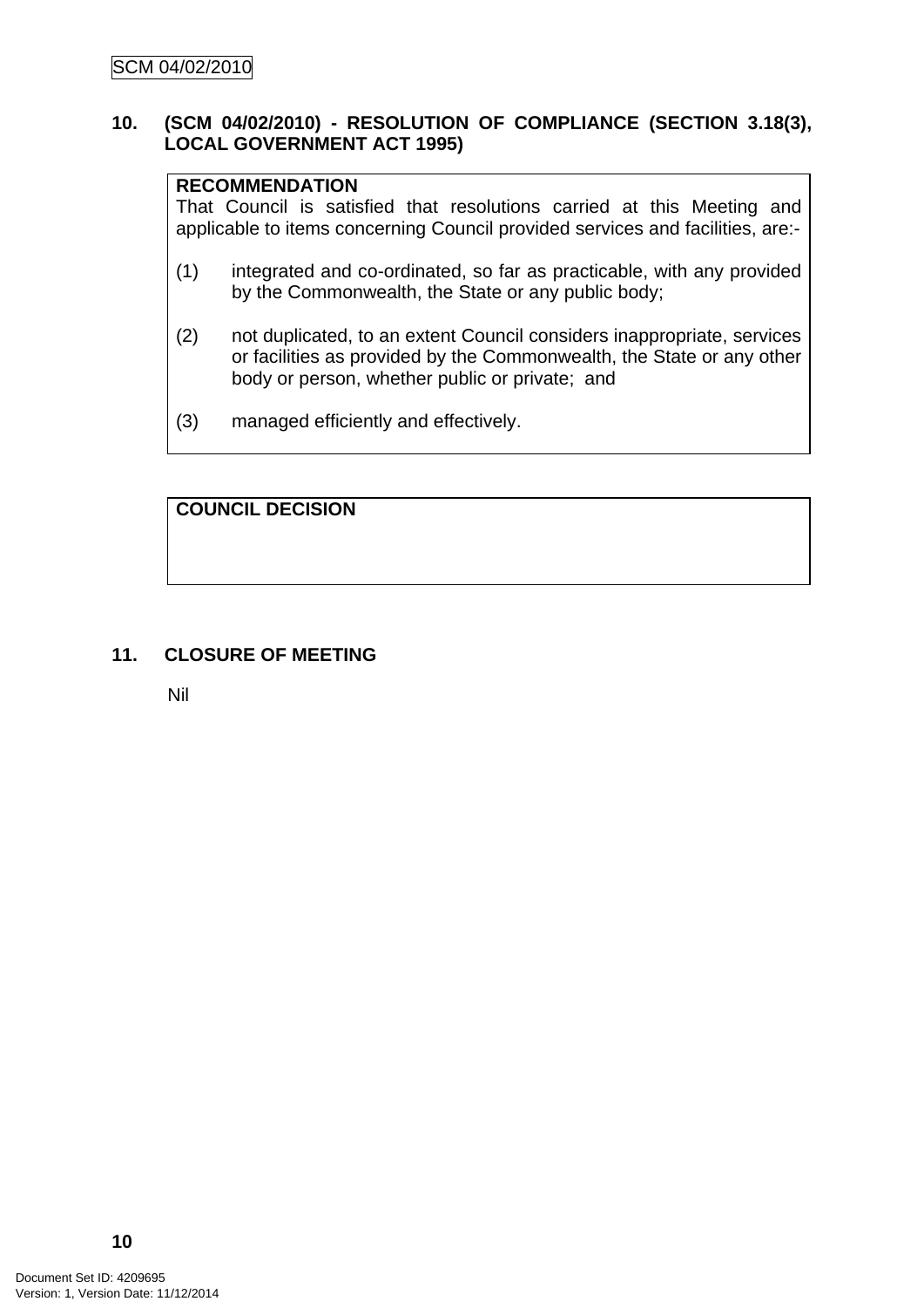## 10. (SCM 04/02/2010) - RESOLUTION OF COMPLIANCE (SECTION 3.18(3), LOCAL GOVERNMENT ACT 1995)

**RECOMMENDATION**

That Council is satisfied that resolutions carried at this Meeting and applicable to items concerning Council provided services and facilities, are:-

(1) integrated and co-ordinated, so far as practicable, with any provided by the Commonwealth, the State or any public body;

(2) not duplicated, to an extent Council considers inappropriate, services or facilities as provided by the Commonwealth, the State or any other body or person, whether public or private; and

(3) managed efficiently and effectively.

**COUNCIL DECISION**

## 11. CLOSURE OF MEETING

Nil